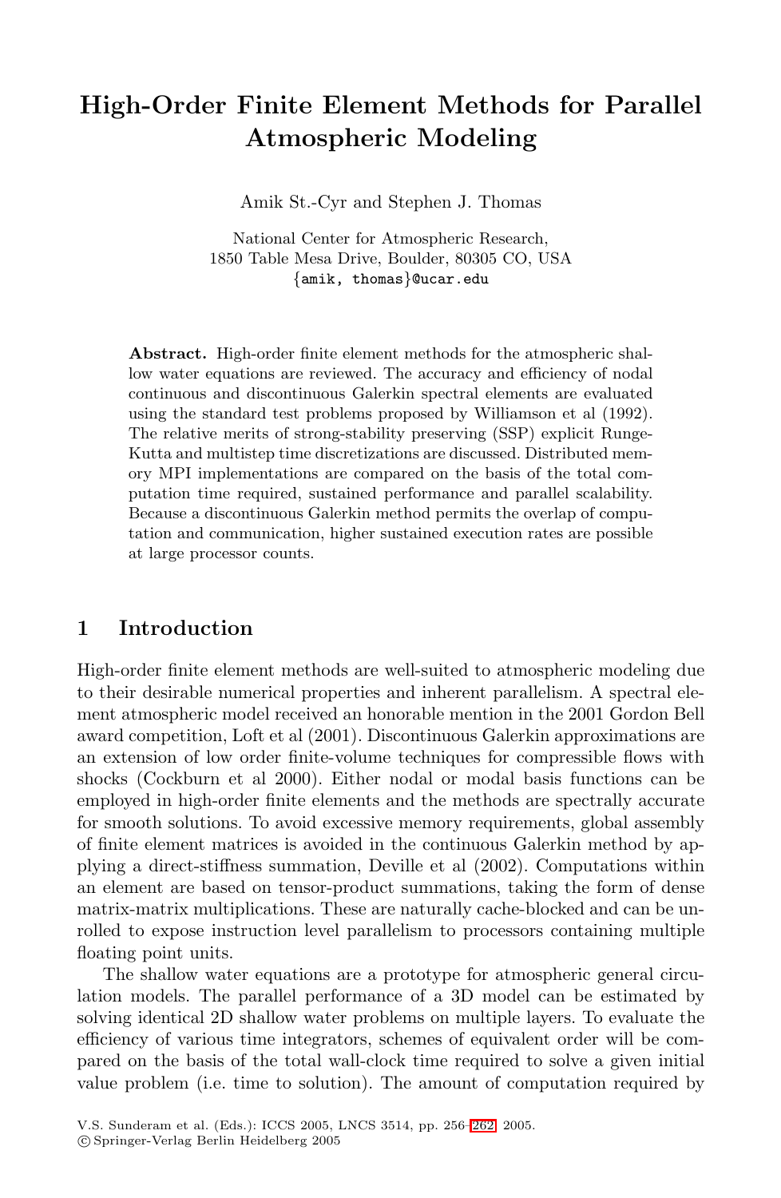# High-Order Finite Element Methods for Parallel Atmospheric Modeling

Amik St.-Cyr and Stephen J. Thomas

National Center for Atmospheric Research,
1850 Table Mesa Drive, Boulder, 80305 CO, USA
{amik, thomas}@ucar.edu

**Abstract.** High-order finite element methods for the atmospheric shallow water equations are reviewed. The accuracy and efficiency of nodal continuous and discontinuous Galerkin spectral elements are evaluated using the standard test problems proposed by Williamson et al (1992). The relative merits of strong-stability preserving (SSP) explicit Runge-Kutta and multistep time discretizations are discussed. Distributed memory MPI implementations are compared on the basis of the total computation time required, sustained performance and parallel scalability. Because a discontinuous Galerkin method permits the overlap of computation and communication, higher sustained execution rates are possible at large processor counts.

## 1 Introduction

High-order finite element methods are well-suited to atmospheric modeling due to their desirable numerical properties and inherent parallelism. A spectral element atmospheric model received an honorable mention in the 2001 Gordon Bell award competition, Loft et al (2001). Discontinuous Galerkin approximations are an extension of low order finite-volume techniques for compressible flows with shocks (Cockburn et al 2000). Either nodal or modal basis functions can be employed in high-order finite elements and the methods are spectrally accurate for smooth solutions. To avoid excessive memory requirements, global assembly of finite element matrices is avoided in the continuous Galerkin method by applying a direct-stiffness summation, Deville et al (2002). Computations within an element are based on tensor-product summations, taking the form of dense matrix-matrix multiplications. These are naturally cache-blocked and can be unrolled to expose instruction level parallelism to processors containing multiple floating point units.

The shallow water equations are a prototype for atmospheric general circulation models. The parallel performance of a 3D model can be estimated by solving identical 2D shallow water problems on multiple layers. To evaluate the efficiency of various time integrators, schemes of equivalent order will be compared on the basis of the total wall-clock time required to solve a given initial value problem (i.e. time to solution). The amount of computation required by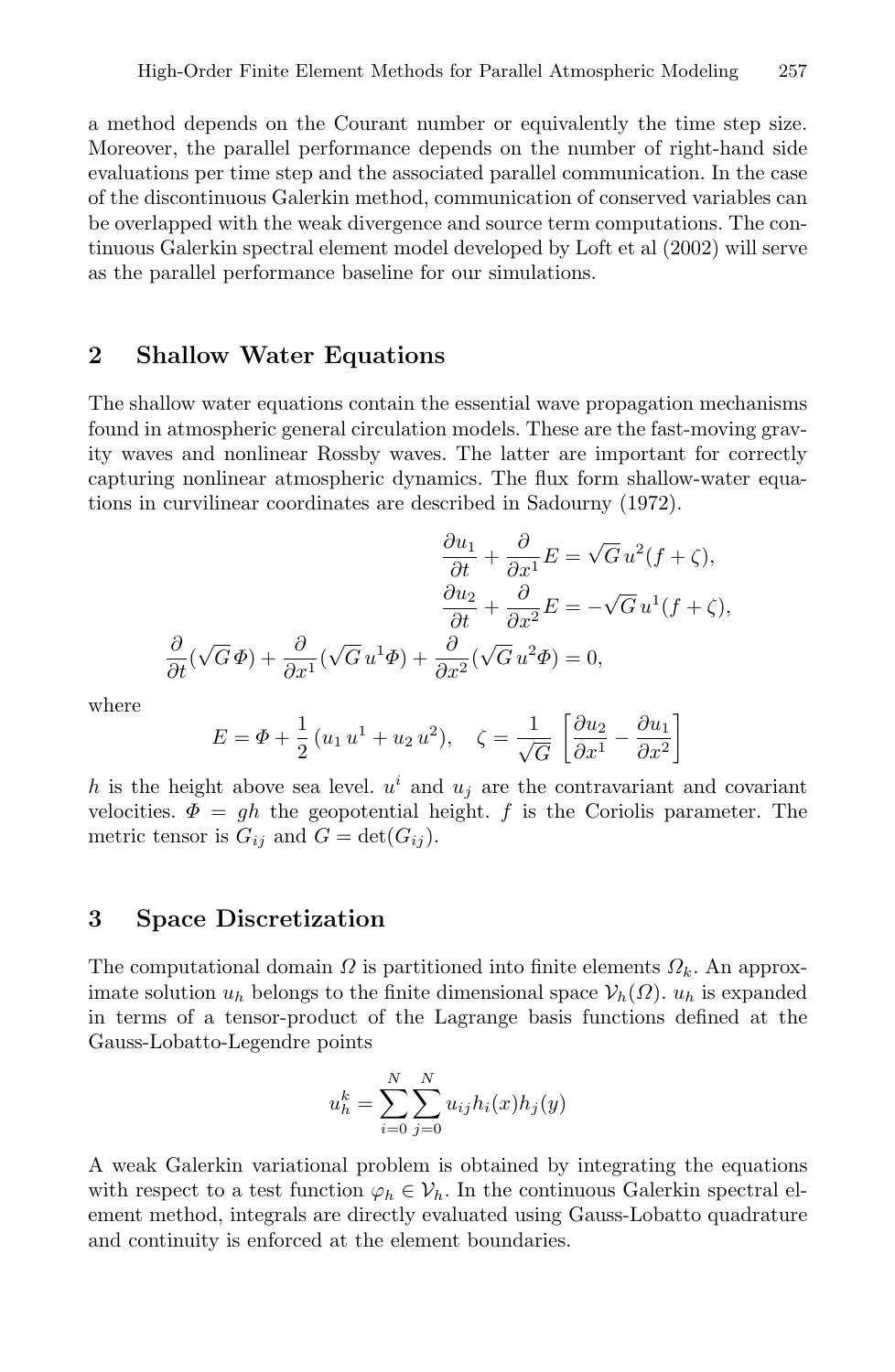a method depends on the Courant number or equivalently the time step size. Moreover, the parallel performance depends on the number of right-hand side evaluations per time step and the associated parallel communication. In the case of the discontinuous Galerkin method, communication of conserved variables can be overlapped with the weak divergence and source term computations. The continuous Galerkin spectral element model developed by Loft et al (2002) will serve as the parallel performance baseline for our simulations.

## 2 Shallow Water Equations

The shallow water equations contain the essential wave propagation mechanisms found in atmospheric general circulation models. These are the fast-moving gravity waves and nonlinear Rossby waves. The latter are important for correctly capturing nonlinear atmospheric dynamics. The flux form shallow-water equations in curvilinear coordinates are described in Sadourny (1972).

$$
\begin{aligned}
\frac{\partial u_1}{\partial t} + \frac{\partial}{\partial x^1} E &= \sqrt{G}\, u^2 (f + \zeta), \\
\frac{\partial u_2}{\partial t} + \frac{\partial}{\partial x^2} E &= -\sqrt{G}\, u^1 (f + \zeta), \\
\frac{\partial}{\partial t}(\sqrt{G}\, \Phi) + \frac{\partial}{\partial x^1}(\sqrt{G}\, u^1 \Phi) + \frac{\partial}{\partial x^2}(\sqrt{G}\, u^2 \Phi) &= 0,
\end{aligned}
$$

where

$$
E = \Phi + \frac{1}{2}\,(u_1\, u^1 + u_2\, u^2), \quad \zeta = \frac{1}{\sqrt{G}} \left[ \frac{\partial u_2}{\partial x^1} - \frac{\partial u_1}{\partial x^2} \right]
$$

$h$ is the height above sea level. $u^i$ and $u_j$ are the contravariant and covariant velocities. $\Phi = gh$ the geopotential height. $f$ is the Coriolis parameter. The metric tensor is $G_{ij}$ and $G = \det(G_{ij})$.

## 3 Space Discretization

The computational domain $\Omega$ is partitioned into finite elements $\Omega_k$. An approximate solution $u_h$ belongs to the finite dimensional space $\mathcal{V}_h(\Omega)$. $u_h$ is expanded in terms of a tensor-product of the Lagrange basis functions defined at the Gauss-Lobatto-Legendre points

$$
u_h^k = \sum_{i=0}^{N} \sum_{j=0}^{N} u_{ij} h_i(x) h_j(y)
$$

A weak Galerkin variational problem is obtained by integrating the equations with respect to a test function $\varphi_h \in \mathcal{V}_h$. In the continuous Galerkin spectral element method, integrals are directly evaluated using Gauss-Lobatto quadrature and continuity is enforced at the element boundaries.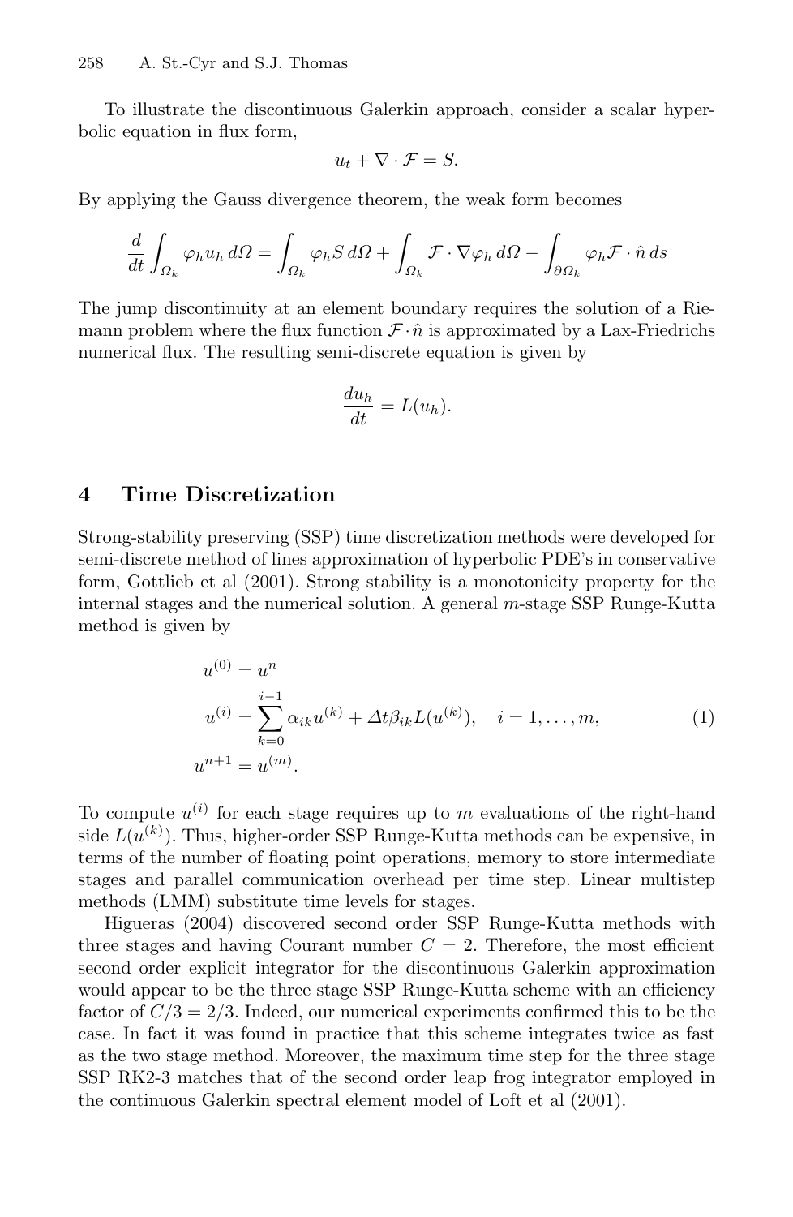To illustrate the discontinuous Galerkin approach, consider a scalar hyperbolic equation in flux form,

$$u_t + \nabla \cdot \mathcal{F} = S.$$

By applying the Gauss divergence theorem, the weak form becomes

$$\frac{d}{dt}\int_{\Omega_k} \varphi_h u_h \, d\Omega = \int_{\Omega_k} \varphi_h S \, d\Omega + \int_{\Omega_k} \mathcal{F} \cdot \nabla \varphi_h \, d\Omega - \int_{\partial \Omega_k} \varphi_h \mathcal{F} \cdot \hat{n} \, ds$$

The jump discontinuity at an element boundary requires the solution of a Riemann problem where the flux function $\mathcal{F} \cdot \hat{n}$ is approximated by a Lax-Friedrichs numerical flux. The resulting semi-discrete equation is given by

$$\frac{du_h}{dt} = L(u_h).$$

## 4 Time Discretization

Strong-stability preserving (SSP) time discretization methods were developed for semi-discrete method of lines approximation of hyperbolic PDE's in conservative form, Gottlieb et al (2001). Strong stability is a monotonicity property for the internal stages and the numerical solution. A general $m$-stage SSP Runge-Kutta method is given by

$$
\begin{aligned}
u^{(0)} &= u^n \\
u^{(i)} &= \sum_{k=0}^{i-1} \alpha_{ik} u^{(k)} + \Delta t \beta_{ik} L(u^{(k)}), \quad i = 1, \ldots, m, \\
u^{n+1} &= u^{(m)}.
\end{aligned}
\tag{1}
$$

To compute $u^{(i)}$ for each stage requires up to $m$ evaluations of the right-hand side $L(u^{(k)})$. Thus, higher-order SSP Runge-Kutta methods can be expensive, in terms of the number of floating point operations, memory to store intermediate stages and parallel communication overhead per time step. Linear multistep methods (LMM) substitute time levels for stages.

Higueras (2004) discovered second order SSP Runge-Kutta methods with three stages and having Courant number $C = 2$. Therefore, the most efficient second order explicit integrator for the discontinuous Galerkin approximation would appear to be the three stage SSP Runge-Kutta scheme with an efficiency factor of $C/3 = 2/3$. Indeed, our numerical experiments confirmed this to be the case. In fact it was found in practice that this scheme integrates twice as fast as the two stage method. Moreover, the maximum time step for the three stage SSP RK2-3 matches that of the second order leap frog integrator employed in the continuous Galerkin spectral element model of Loft et al (2001).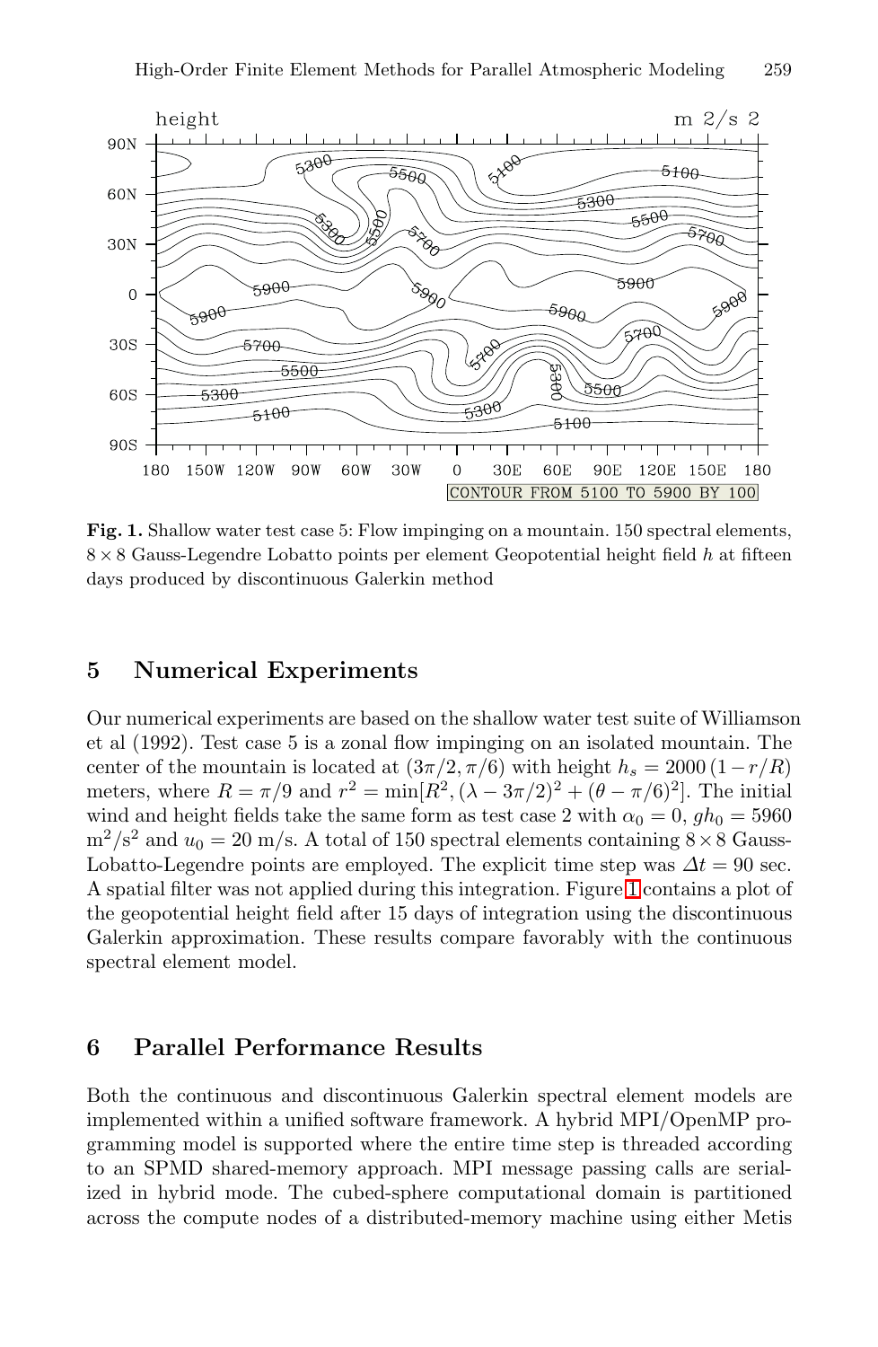**Fig. 1.** Shallow water test case 5: Flow impinging on a mountain. 150 spectral elements, $8 \times 8$ Gauss-Legendre Lobatto points per element Geopotential height field $h$ at fifteen days produced by discontinuous Galerkin method

## 5 Numerical Experiments

Our numerical experiments are based on the shallow water test suite of Williamson et al (1992). Test case 5 is a zonal flow impinging on an isolated mountain. The center of the mountain is located at $(3\pi/2, \pi/6)$ with height $h_s = 2000\,(1-r/R)$ meters, where $R = \pi/9$ and $r^2 = \min[R^2, (\lambda - 3\pi/2)^2 + (\theta - \pi/6)^2]$. The initial wind and height fields take the same form as test case 2 with $\alpha_0 = 0$, $gh_0 = 5960$ $\mathrm{m}^2/\mathrm{s}^2$ and $u_0 = 20$ m/s. A total of 150 spectral elements containing $8 \times 8$ Gauss-Lobatto-Legendre points are employed. The explicit time step was $\Delta t = 90$ sec. A spatial filter was not applied during this integration. Figure 1 contains a plot of the geopotential height field after 15 days of integration using the discontinuous Galerkin approximation. These results compare favorably with the continuous spectral element model.

## 6 Parallel Performance Results

Both the continuous and discontinuous Galerkin spectral element models are implemented within a unified software framework. A hybrid MPI/OpenMP programming model is supported where the entire time step is threaded according to an SPMD shared-memory approach. MPI message passing calls are serialized in hybrid mode. The cubed-sphere computational domain is partitioned across the compute nodes of a distributed-memory machine using either Metis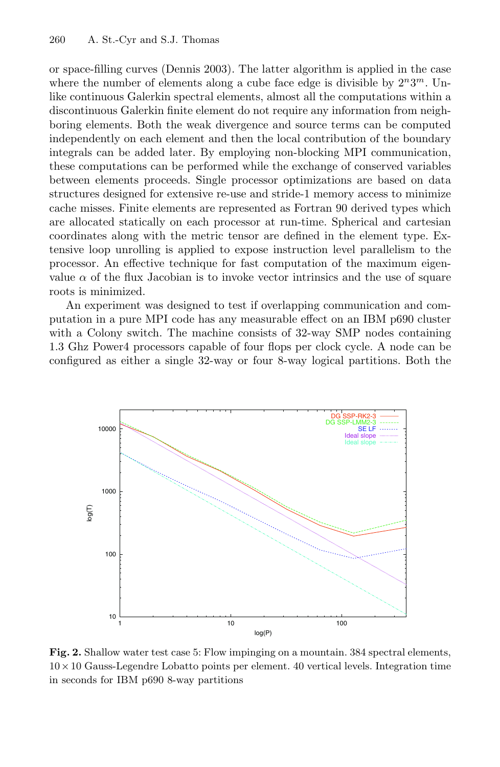or space-filling curves (Dennis 2003). The latter algorithm is applied in the case where the number of elements along a cube face edge is divisible by $2^n 3^m$. Unlike continuous Galerkin spectral elements, almost all the computations within a discontinuous Galerkin finite element do not require any information from neighboring elements. Both the weak divergence and source terms can be computed independently on each element and then the local contribution of the boundary integrals can be added later. By employing non-blocking MPI communication, these computations can be performed while the exchange of conserved variables between elements proceeds. Single processor optimizations are based on data structures designed for extensive re-use and stride-1 memory access to minimize cache misses. Finite elements are represented as Fortran 90 derived types which are allocated statically on each processor at run-time. Spherical and cartesian coordinates along with the metric tensor are defined in the element type. Extensive loop unrolling is applied to expose instruction level parallelism to the processor. An effective technique for fast computation of the maximum eigenvalue $\alpha$ of the flux Jacobian is to invoke vector intrinsics and the use of square roots is minimized.

An experiment was designed to test if overlapping communication and computation in a pure MPI code has any measurable effect on an IBM p690 cluster with a Colony switch. The machine consists of 32-way SMP nodes containing 1.3 Ghz Power4 processors capable of four flops per clock cycle. A node can be configured as either a single 32-way or four 8-way logical partitions. Both the

**Fig. 2.** Shallow water test case 5: Flow impinging on a mountain. 384 spectral elements, $10 \times 10$ Gauss-Legendre Lobatto points per element. 40 vertical levels. Integration time in seconds for IBM p690 8-way partitions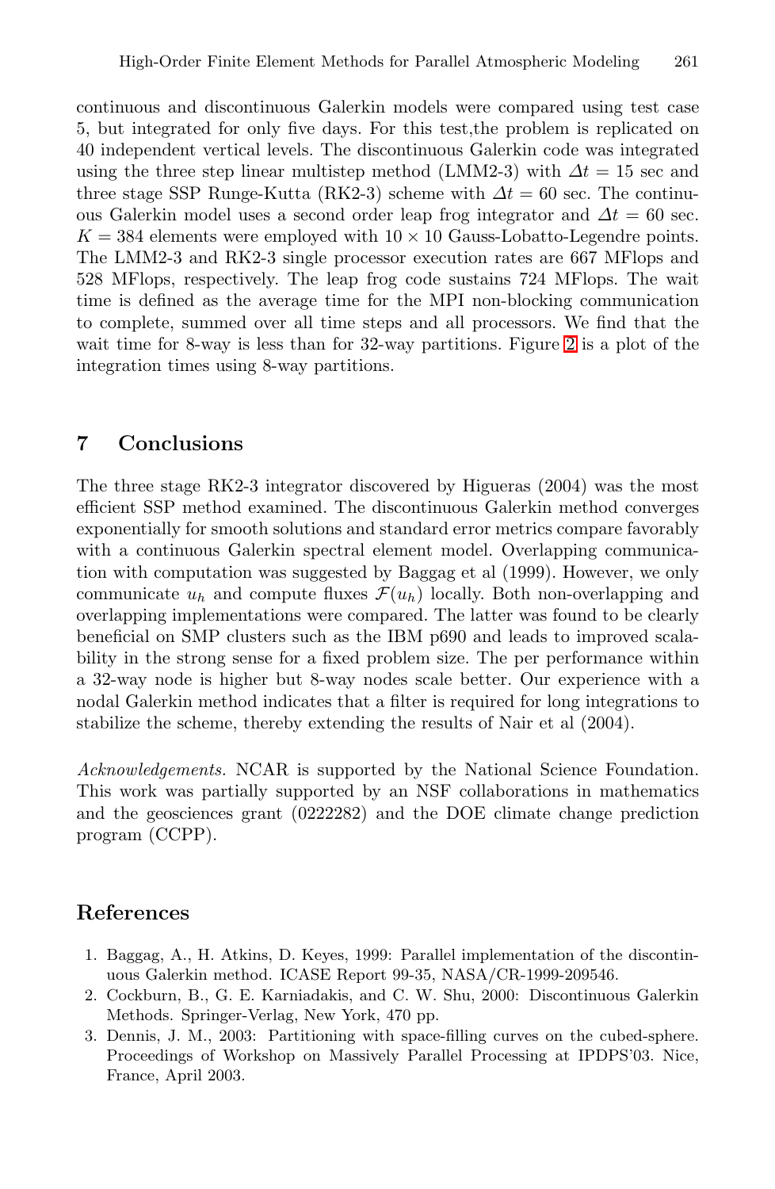continuous and discontinuous Galerkin models were compared using test case 5, but integrated for only five days. For this test,the problem is replicated on 40 independent vertical levels. The discontinuous Galerkin code was integrated using the three step linear multistep method (LMM2-3) with $\Delta t = 15$ sec and three stage SSP Runge-Kutta (RK2-3) scheme with $\Delta t = 60$ sec. The continuous Galerkin model uses a second order leap frog integrator and $\Delta t = 60$ sec. $K = 384$ elements were employed with $10 \times 10$ Gauss-Lobatto-Legendre points. The LMM2-3 and RK2-3 single processor execution rates are 667 MFlops and 528 MFlops, respectively. The leap frog code sustains 724 MFlops. The wait time is defined as the average time for the MPI non-blocking communication to complete, summed over all time steps and all processors. We find that the wait time for 8-way is less than for 32-way partitions. Figure 2 is a plot of the integration times using 8-way partitions.

## 7 Conclusions

The three stage RK2-3 integrator discovered by Higueras (2004) was the most efficient SSP method examined. The discontinuous Galerkin method converges exponentially for smooth solutions and standard error metrics compare favorably with a continuous Galerkin spectral element model. Overlapping communication with computation was suggested by Baggag et al (1999). However, we only communicate $u_h$ and compute fluxes $\mathcal{F}(u_h)$ locally. Both non-overlapping and overlapping implementations were compared. The latter was found to be clearly beneficial on SMP clusters such as the IBM p690 and leads to improved scalability in the strong sense for a fixed problem size. The per performance within a 32-way node is higher but 8-way nodes scale better. Our experience with a nodal Galerkin method indicates that a filter is required for long integrations to stabilize the scheme, thereby extending the results of Nair et al (2004).

*Acknowledgements.* NCAR is supported by the National Science Foundation. This work was partially supported by an NSF collaborations in mathematics and the geosciences grant (0222282) and the DOE climate change prediction program (CCPP).

## References

1. Baggag, A., H. Atkins, D. Keyes, 1999: Parallel implementation of the discontinuous Galerkin method. ICASE Report 99-35, NASA/CR-1999-209546.
2. Cockburn, B., G. E. Karniadakis, and C. W. Shu, 2000: Discontinuous Galerkin Methods. Springer-Verlag, New York, 470 pp.
3. Dennis, J. M., 2003: Partitioning with space-filling curves on the cubed-sphere. Proceedings of Workshop on Massively Parallel Processing at IPDPS'03. Nice, France, April 2003.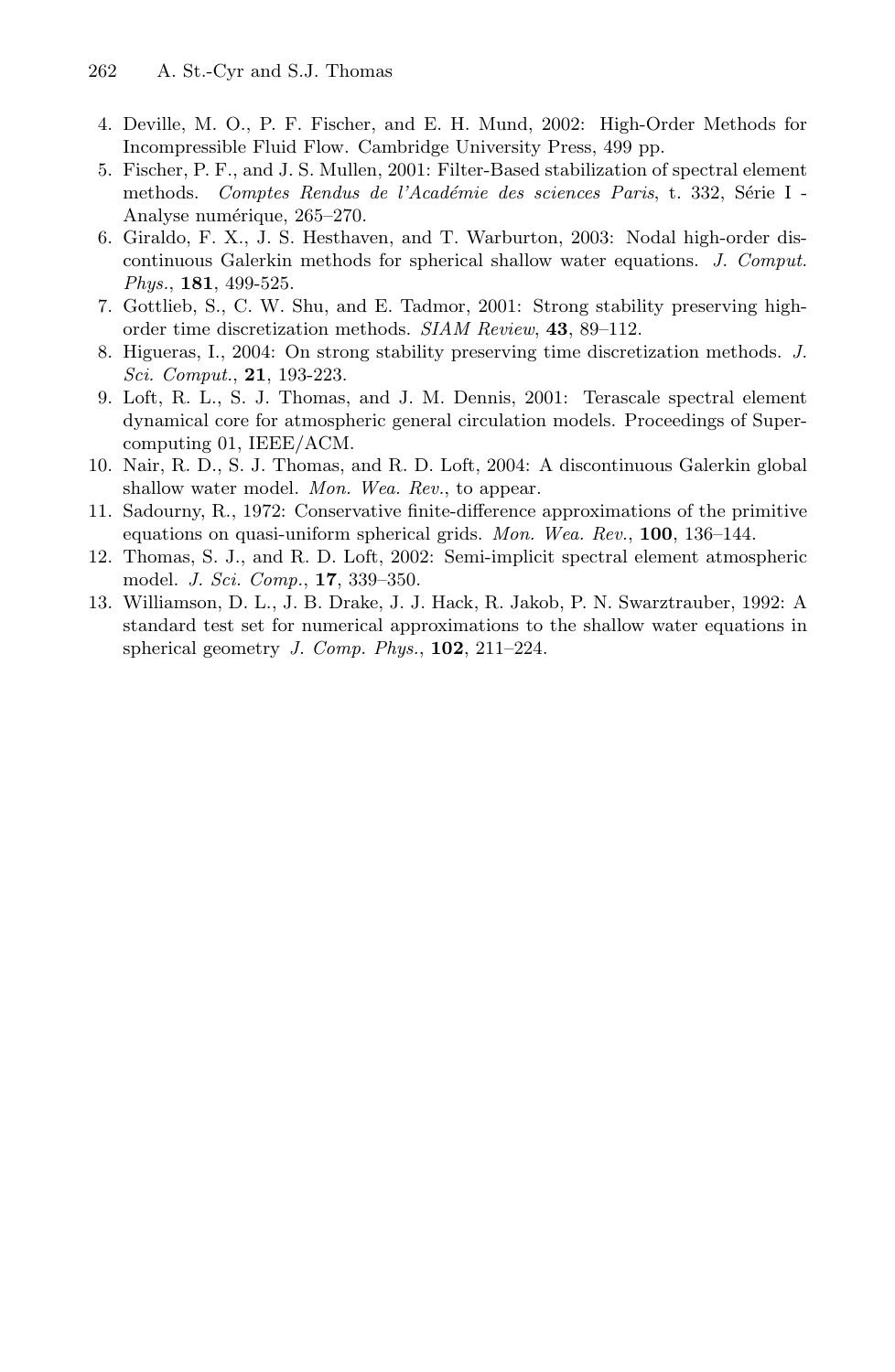4. Deville, M. O., P. F. Fischer, and E. H. Mund, 2002: High-Order Methods for Incompressible Fluid Flow. Cambridge University Press, 499 pp.
5. Fischer, P. F., and J. S. Mullen, 2001: Filter-Based stabilization of spectral element methods. *Comptes Rendus de l'Académie des sciences Paris*, t. 332, Série I - Analyse numérique, 265–270.
6. Giraldo, F. X., J. S. Hesthaven, and T. Warburton, 2003: Nodal high-order discontinuous Galerkin methods for spherical shallow water equations. *J. Comput. Phys.*, **181**, 499-525.
7. Gottlieb, S., C. W. Shu, and E. Tadmor, 2001: Strong stability preserving high-order time discretization methods. *SIAM Review*, **43**, 89–112.
8. Higueras, I., 2004: On strong stability preserving time discretization methods. *J. Sci. Comput.*, **21**, 193-223.
9. Loft, R. L., S. J. Thomas, and J. M. Dennis, 2001: Terascale spectral element dynamical core for atmospheric general circulation models. Proceedings of Supercomputing 01, IEEE/ACM.
10. Nair, R. D., S. J. Thomas, and R. D. Loft, 2004: A discontinuous Galerkin global shallow water model. *Mon. Wea. Rev.*, to appear.
11. Sadourny, R., 1972: Conservative finite-difference approximations of the primitive equations on quasi-uniform spherical grids. *Mon. Wea. Rev.*, **100**, 136–144.
12. Thomas, S. J., and R. D. Loft, 2002: Semi-implicit spectral element atmospheric model. *J. Sci. Comp.*, **17**, 339–350.
13. Williamson, D. L., J. B. Drake, J. J. Hack, R. Jakob, P. N. Swarztrauber, 1992: A standard test set for numerical approximations to the shallow water equations in spherical geometry *J. Comp. Phys.*, **102**, 211–224.